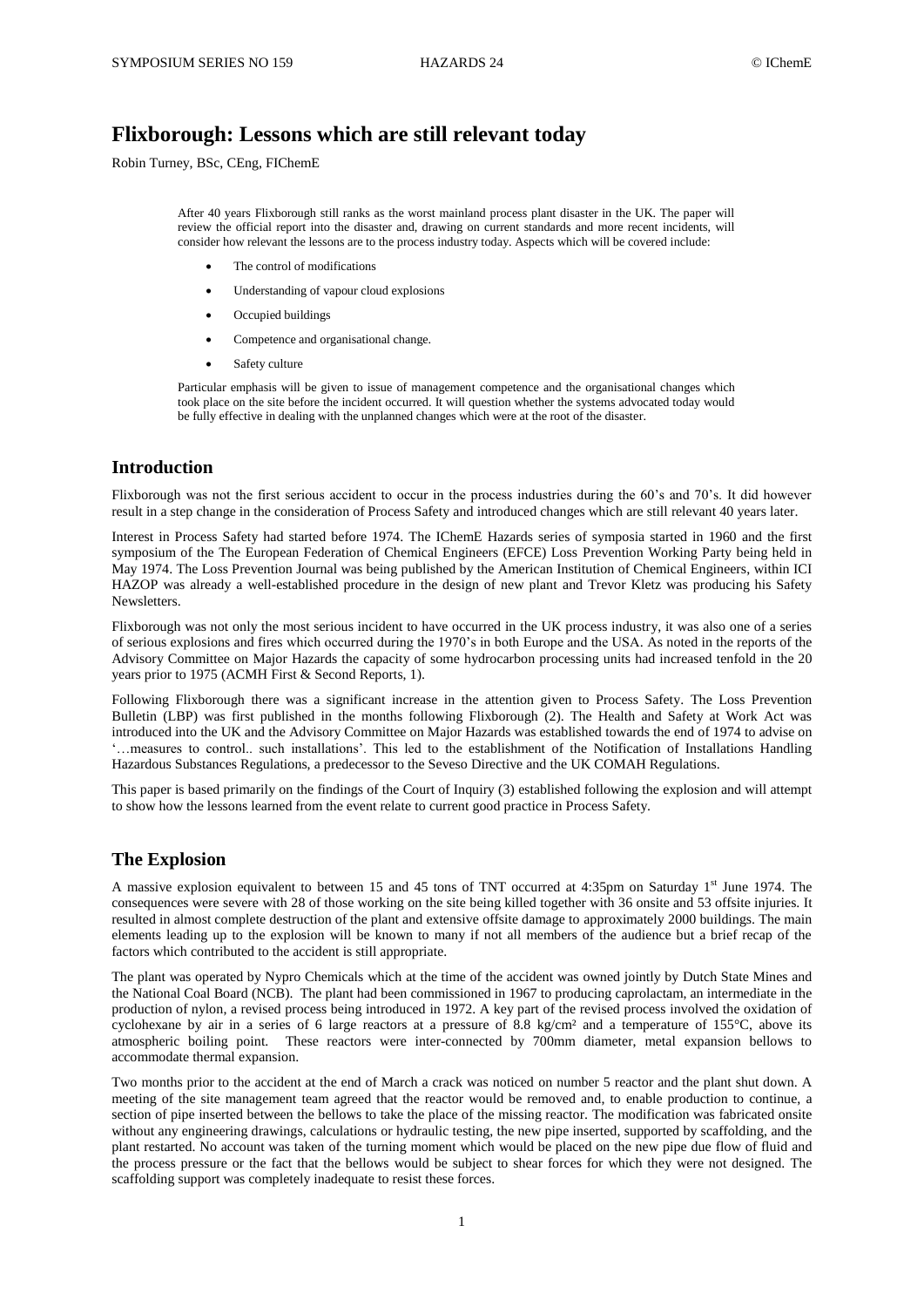# Flixborough: Lessons which are still relevant today

Robin Turney, BSc, CEng, FIChemE

After 40 years Flixborough still ranks as the worst mainland process plant disaster in the UK. The paper will review the official report into the disaster and, drawing on current standards and more recent incidents, will consider how relevant the lessons are to the process industry today. Aspects which will be covered include:

- The control of modifications
- Understanding of vapour cloud explosions
- Occupied buildings
- Competence and organisational change.
- Safety culture

Particular emphasis will be given to issue of management competence and the organisational changes which took place on the site before the incident occurred. It will question whether the systems advocated today would be fully effective in dealing with the unplanned changes which were at the root of the disaster.

## Introduction

Flixborough was not the first serious accident to occur in the process industries during the 60's and 70's. It did however result in a step change in the consideration of Process Safety and introduced changes which are still relevant 40 years later.

Interest in Process Safety had started before 1974. The IChemE Hazards series of symposia started in 1960 and the first symposium of the The European Federation of Chemical Engineers (EFCE) Loss Prevention Working Party being held in May 1974. The Loss Prevention Journal was being published by the American Institution of Chemical Engineers, within ICI HAZOP was already a well-established procedure in the design of new plant and Trevor Kletz was producing his Safety Newsletters.

Flixborough was not only the most serious incident to have occurred in the UK process industry, it was also one of a series of serious explosions and fires which occurred during the 1970's in both Europe and the USA. As noted in the reports of the Advisory Committee on Major Hazards the capacity of some hydrocarbon processing units had increased tenfold in the 20 years prior to 1975 (ACMH First & Second Reports, 1).

Following Flixborough there was a significant increase in the attention given to Process Safety. The Loss Prevention Bulletin (LBP) was first published in the months following Flixborough (2). The Health and Safety at Work Act was introduced into the UK and the Advisory Committee on Major Hazards was established towards the end of 1974 to advise on '…measures to control.. such installations'. This led to the establishment of the Notification of Installations Handling Hazardous Substances Regulations, a predecessor to the Seveso Directive and the UK COMAH Regulations.

This paper is based primarily on the findings of the Court of Inquiry (3) established following the explosion and will attempt to show how the lessons learned from the event relate to current good practice in Process Safety.

## The Explosion

A massive explosion equivalent to between 15 and 45 tons of TNT occurred at 4:35pm on Saturday 1st June 1974. The consequences were severe with 28 of those working on the site being killed together with 36 onsite and 53 offsite injuries. It resulted in almost complete destruction of the plant and extensive offsite damage to approximately 2000 buildings. The main elements leading up to the explosion will be known to many if not all members of the audience but a brief recap of the factors which contributed to the accident is still appropriate.

The plant was operated by Nypro Chemicals which at the time of the accident was owned jointly by Dutch State Mines and the National Coal Board (NCB). The plant had been commissioned in 1967 to producing caprolactam, an intermediate in the production of nylon, a revised process being introduced in 1972. A key part of the revised process involved the oxidation of cyclohexane by air in a series of 6 large reactors at a pressure of 8.8 kg/cm² and a temperature of 155°C, above its atmospheric boiling point. These reactors were inter-connected by 700mm diameter, metal expansion bellows to accommodate thermal expansion.

Two months prior to the accident at the end of March a crack was noticed on number 5 reactor and the plant shut down. A meeting of the site management team agreed that the reactor would be removed and, to enable production to continue, a section of pipe inserted between the bellows to take the place of the missing reactor. The modification was fabricated onsite without any engineering drawings, calculations or hydraulic testing, the new pipe inserted, supported by scaffolding, and the plant restarted. No account was taken of the turning moment which would be placed on the new pipe due flow of fluid and the process pressure or the fact that the bellows would be subject to shear forces for which they were not designed. The scaffolding support was completely inadequate to resist these forces.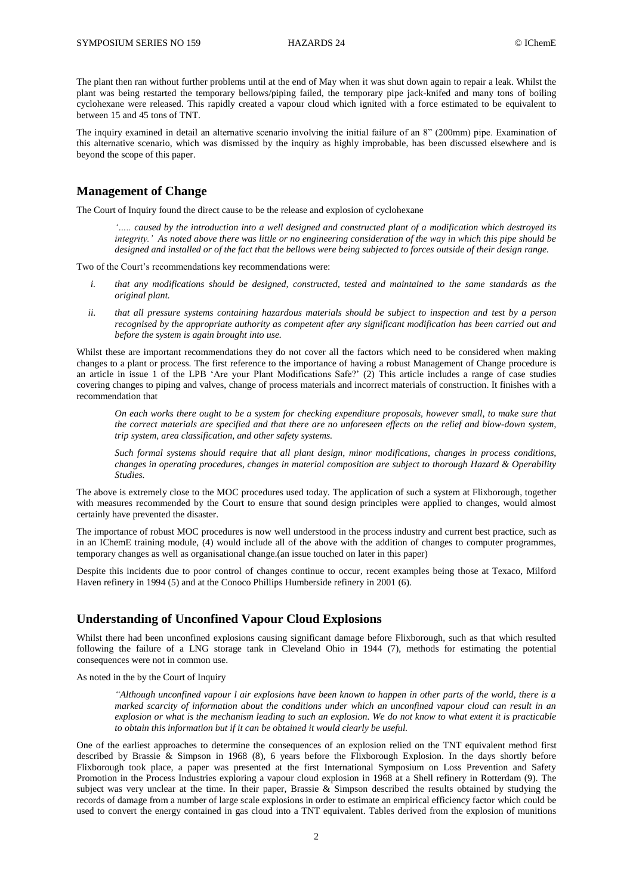The plant then ran without further problems until at the end of May when it was shut down again to repair a leak. Whilst the plant was being restarted the temporary bellows/piping failed, the temporary pipe jack-knifed and many tons of boiling cyclohexane were released. This rapidly created a vapour cloud which ignited with a force estimated to be equivalent to between 15 and 45 tons of TNT.

The inquiry examined in detail an alternative scenario involving the initial failure of an 8" (200mm) pipe. Examination of this alternative scenario, which was dismissed by the inquiry as highly improbable, has been discussed elsewhere and is beyond the scope of this paper.

## Management of Change

The Court of Inquiry found the direct cause to be the release and explosion of cyclohexane

> *'….. caused by the introduction into a well designed and constructed plant of a modification which destroyed its integrity.' As noted above there was little or no engineering consideration of the way in which this pipe should be designed and installed or of the fact that the bellows were being subjected to forces outside of their design range.*

Two of the Court's recommendations key recommendations were:

- *i. that any modifications should be designed, constructed, tested and maintained to the same standards as the original plant.*
- *ii. that all pressure systems containing hazardous materials should be subject to inspection and test by a person recognised by the appropriate authority as competent after any significant modification has been carried out and before the system is again brought into use.*

Whilst these are important recommendations they do not cover all the factors which need to be considered when making changes to a plant or process. The first reference to the importance of having a robust Management of Change procedure is an article in issue 1 of the LPB 'Are your Plant Modifications Safe?' (2) This article includes a range of case studies covering changes to piping and valves, change of process materials and incorrect materials of construction. It finishes with a recommendation that

> *On each works there ought to be a system for checking expenditure proposals, however small, to make sure that the correct materials are specified and that there are no unforeseen effects on the relief and blow-down system, trip system, area classification, and other safety systems.*
>
> *Such formal systems should require that all plant design, minor modifications, changes in process conditions, changes in operating procedures, changes in material composition are subject to thorough Hazard & Operability Studies.*

The above is extremely close to the MOC procedures used today. The application of such a system at Flixborough, together with measures recommended by the Court to ensure that sound design principles were applied to changes, would almost certainly have prevented the disaster.

The importance of robust MOC procedures is now well understood in the process industry and current best practice, such as in an IChemE training module, (4) would include all of the above with the addition of changes to computer programmes, temporary changes as well as organisational change.(an issue touched on later in this paper)

Despite this incidents due to poor control of changes continue to occur, recent examples being those at Texaco, Milford Haven refinery in 1994 (5) and at the Conoco Phillips Humberside refinery in 2001 (6).

## Understanding of Unconfined Vapour Cloud Explosions

Whilst there had been unconfined explosions causing significant damage before Flixborough, such as that which resulted following the failure of a LNG storage tank in Cleveland Ohio in 1944 (7), methods for estimating the potential consequences were not in common use.

As noted in the by the Court of Inquiry

> *"Although unconfined vapour l air explosions have been known to happen in other parts of the world, there is a marked scarcity of information about the conditions under which an unconfined vapour cloud can result in an explosion or what is the mechanism leading to such an explosion. We do not know to what extent it is practicable to obtain this information but if it can be obtained it would clearly be useful.*

One of the earliest approaches to determine the consequences of an explosion relied on the TNT equivalent method first described by Brassie & Simpson in 1968 (8), 6 years before the Flixborough Explosion. In the days shortly before Flixborough took place, a paper was presented at the first International Symposium on Loss Prevention and Safety Promotion in the Process Industries exploring a vapour cloud explosion in 1968 at a Shell refinery in Rotterdam (9). The subject was very unclear at the time. In their paper, Brassie & Simpson described the results obtained by studying the records of damage from a number of large scale explosions in order to estimate an empirical efficiency factor which could be used to convert the energy contained in gas cloud into a TNT equivalent. Tables derived from the explosion of munitions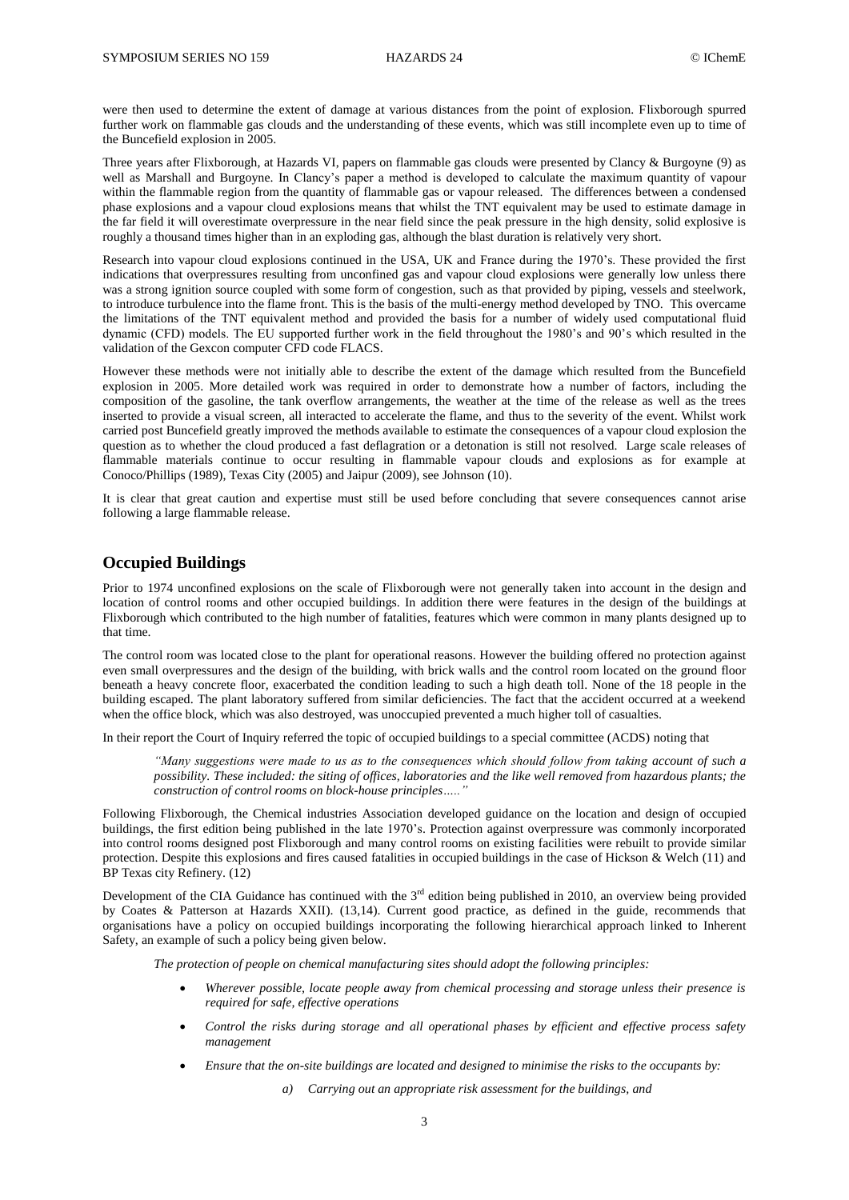were then used to determine the extent of damage at various distances from the point of explosion. Flixborough spurred further work on flammable gas clouds and the understanding of these events, which was still incomplete even up to time of the Buncefield explosion in 2005.

Three years after Flixborough, at Hazards VI, papers on flammable gas clouds were presented by Clancy & Burgoyne (9) as well as Marshall and Burgoyne. In Clancy's paper a method is developed to calculate the maximum quantity of vapour within the flammable region from the quantity of flammable gas or vapour released. The differences between a condensed phase explosions and a vapour cloud explosions means that whilst the TNT equivalent may be used to estimate damage in the far field it will overestimate overpressure in the near field since the peak pressure in the high density, solid explosive is roughly a thousand times higher than in an exploding gas, although the blast duration is relatively very short.

Research into vapour cloud explosions continued in the USA, UK and France during the 1970's. These provided the first indications that overpressures resulting from unconfined gas and vapour cloud explosions were generally low unless there was a strong ignition source coupled with some form of congestion, such as that provided by piping, vessels and steelwork, to introduce turbulence into the flame front. This is the basis of the multi-energy method developed by TNO. This overcame the limitations of the TNT equivalent method and provided the basis for a number of widely used computational fluid dynamic (CFD) models. The EU supported further work in the field throughout the 1980's and 90's which resulted in the validation of the Gexcon computer CFD code FLACS.

However these methods were not initially able to describe the extent of the damage which resulted from the Buncefield explosion in 2005. More detailed work was required in order to demonstrate how a number of factors, including the composition of the gasoline, the tank overflow arrangements, the weather at the time of the release as well as the trees inserted to provide a visual screen, all interacted to accelerate the flame, and thus to the severity of the event. Whilst work carried post Buncefield greatly improved the methods available to estimate the consequences of a vapour cloud explosion the question as to whether the cloud produced a fast deflagration or a detonation is still not resolved. Large scale releases of flammable materials continue to occur resulting in flammeable vapour clouds and explosions as for example at Conoco/Phillips (1989), Texas City (2005) and Jaipur (2009), see Johnson (10).

It is clear that great caution and expertise must still be used before concluding that severe consequences cannot arise following a large flammable release.

## Occupied Buildings

Prior to 1974 unconfined explosions on the scale of Flixborough were not generally taken into account in the design and location of control rooms and other occupied buildings. In addition there were features in the design of the buildings at Flixborough which contributed to the high number of fatalities, features which were common in many plants designed up to that time.

The control room was located close to the plant for operational reasons. However the building offered no protection against even small overpressures and the design of the building, with brick walls and the control room located on the ground floor beneath a heavy concrete floor, exacerbated the condition leading to such a high death toll. None of the 18 people in the building escaped. The plant laboratory suffered from similar deficiencies. The fact that the accident occurred at a weekend when the office block, which was also destroyed, was unoccupied prevented a much higher toll of casualties.

In their report the Court of Inquiry referred the topic of occupied buildings to a special committee (ACDS) noting that

> *"Many suggestions were made to us as to the consequences which should follow from taking account of such a possibility. These included: the siting of offices, laboratories and the like well removed from hazardous plants; the construction of control rooms on block-house principles….."*

Following Flixborough, the Chemical industries Association developed guidance on the location and design of occupied buildings, the first edition being published in the late 1970's. Protection against overpressure was commonly incorporated into control rooms designed post Flixborough and many control rooms on existing facilities were rebuilt to provide similar protection. Despite this explosions and fires caused fatalities in occupied buildings in the case of Hickson & Welch (11) and BP Texas city Refinery. (12)

Development of the CIA Guidance has continued with the 3rd edition being published in 2010, an overview being provided by Coates & Patterson at Hazards XXII). (13,14). Current good practice, as defined in the guide, recommends that organisations have a policy on occupied buildings incorporating the following hierarchical approach linked to Inherent Safety, an example of such a policy being given below.

*The protection of people on chemical manufacturing sites should adopt the following principles:*

- *Wherever possible, locate people away from chemical processing and storage unless their presence is required for safe, effective operations*
- *Control the risks during storage and all operational phases by efficient and effective process safety management*
- *Ensure that the on-site buildings are located and designed to minimise the risks to the occupants by:*
  - *a) Carrying out an appropriate risk assessment for the buildings, and*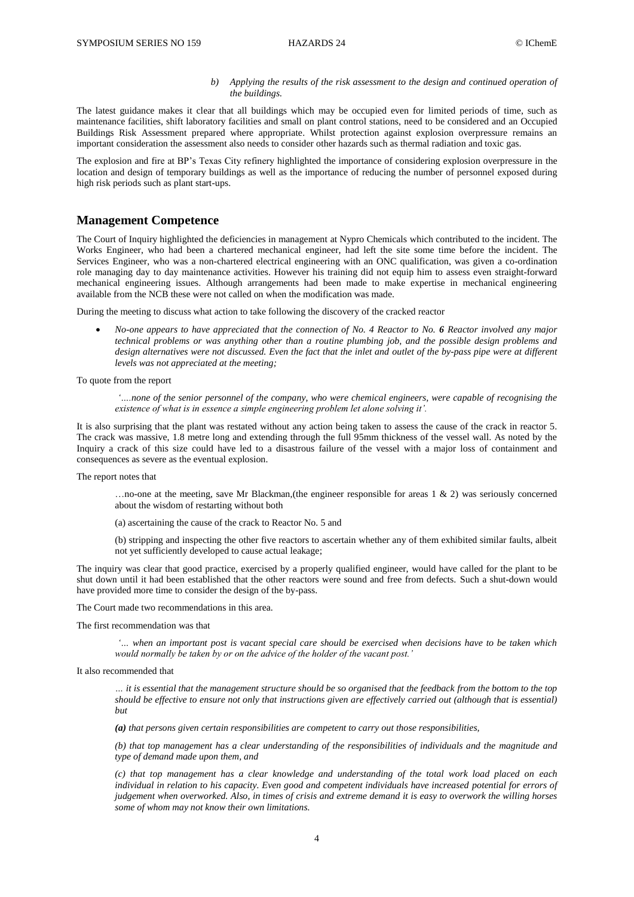*b) Applying the results of the risk assessment to the design and continued operation of the buildings.*

The latest guidance makes it clear that all buildings which may be occupied even for limited periods of time, such as maintenance facilities, shift laboratory facilities and small on plant control stations, need to be considered and an Occupied Buildings Risk Assessment prepared where appropriate. Whilst protection against explosion overpressure remains an important consideration the assessment also needs to consider other hazards such as thermal radiation and toxic gas.

The explosion and fire at BP's Texas City refinery highlighted the importance of considering explosion overpressure in the location and design of temporary buildings as well as the importance of reducing the number of personnel exposed during high risk periods such as plant start-ups.

## Management Competence

The Court of Inquiry highlighted the deficiencies in management at Nypro Chemicals which contributed to the incident. The Works Engineer, who had been a chartered mechanical engineer, had left the site some time before the incident. The Services Engineer, who was a non-chartered electrical engineering with an ONC qualification, was given a co-ordination role managing day to day maintenance activities. However his training did not equip him to assess even straight-forward mechanical engineering issues. Although arrangements had been made to make expertise in mechanical engineering available from the NCB these were not called on when the modification was made.

During the meeting to discuss what action to take following the discovery of the cracked reactor

- *No-one appears to have appreciated that the connection of No. 4 Reactor to No.* ***6*** *Reactor involved any major technical problems or was anything other than a routine plumbing job, and the possible design problems and design alternatives were not discussed. Even the fact that the inlet and outlet of the by-pass pipe were at different levels was not appreciated at the meeting;*

To quote from the report

> *'....none of the senior personnel of the company, who were chemical engineers, were capable of recognising the existence of what is in essence a simple engineering problem let alone solving it'.*

It is also surprising that the plant was restated without any action being taken to assess the cause of the crack in reactor 5. The crack was massive, 1.8 metre long and extending through the full 95mm thickness of the vessel wall. As noted by the Inquiry a crack of this size could have led to a disastrous failure of the vessel with a major loss of containment and consequences as severe as the eventual explosion.

The report notes that

> …no-one at the meeting, save Mr Blackman,(the engineer responsible for areas 1 & 2) was seriously concerned about the wisdom of restarting without both
>
> (a) ascertaining the cause of the crack to Reactor No. 5 and
>
> (b) stripping and inspecting the other five reactors to ascertain whether any of them exhibited similar faults, albeit not yet sufficiently developed to cause actual leakage;

The inquiry was clear that good practice, exercised by a properly qualified engineer, would have called for the plant to be shut down until it had been established that the other reactors were sound and free from defects. Such a shut-down would have provided more time to consider the design of the by-pass.

The Court made two recommendations in this area.

The first recommendation was that

> *'... when an important post is vacant special care should be exercised when decisions have to be taken which would normally be taken by or on the advice of the holder of the vacant post.'*

It also recommended that

> *… it is essential that the management structure should be so organised that the feedback from the bottom to the top should be effective to ensure not only that instructions given are effectively carried out (although that is essential) but*
>
> ***(a)*** *that persons given certain responsibilities are competent to carry out those responsibilities,*
>
> *(b) that top management has a clear understanding of the responsibilities of individuals and the magnitude and type of demand made upon them, and*
>
> *(c) that top management has a clear knowledge and understanding of the total work load placed on each individual in relation to his capacity. Even good and competent individuals have increased potential for errors of judgement when overworked. Also, in times of crisis and extreme demand it is easy to overwork the willing horses some of whom may not know their own limitations.*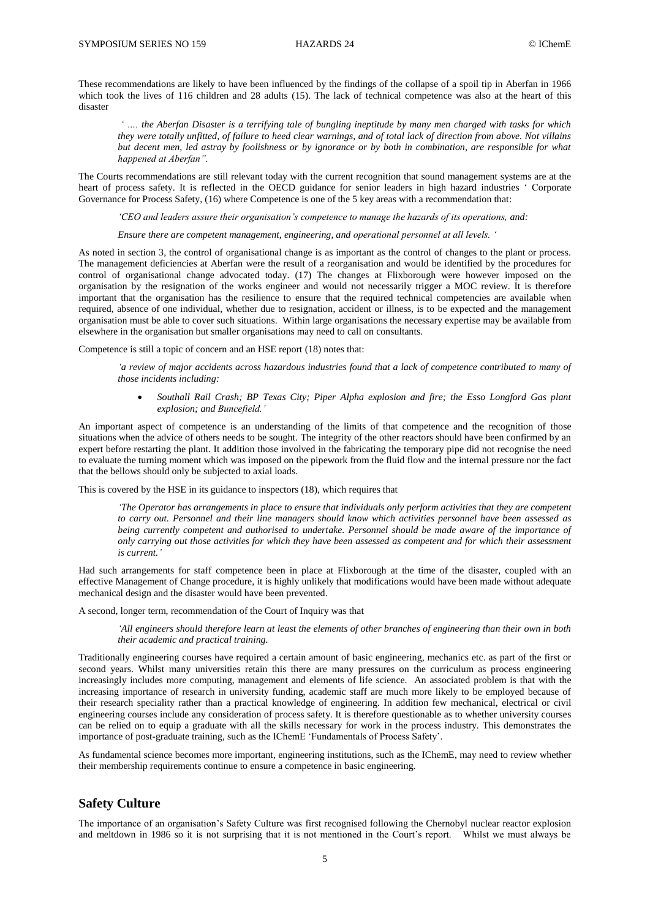These recommendations are likely to have been influenced by the findings of the collapse of a spoil tip in Aberfan in 1966 which took the lives of 116 children and 28 adults (15). The lack of technical competence was also at the heart of this disaster

> *' .... the Aberfan Disaster is a terrifying tale of bungling ineptitude by many men charged with tasks for which they were totally unfitted, of failure to heed clear warnings, and of total lack of direction from above. Not villains but decent men, led astray by foolishness or by ignorance or by both in combination, are responsible for what happened at Aberfan".*

The Courts recommendations are still relevant today with the current recognition that sound management systems are at the heart of process safety. It is reflected in the OECD guidance for senior leaders in high hazard industries ' Corporate Governance for Process Safety, (16) where Competence is one of the 5 key areas with a recommendation that:

> *'CEO and leaders assure their organisation's competence to manage the hazards of its operations, and:*
>
> *Ensure there are competent management, engineering, and operational personnel at all levels. '*

As noted in section 3, the control of organisational change is as important as the control of changes to the plant or process. The management deficiencies at Aberfan were the result of a reorganisation and would be identified by the procedures for control of organisational change advocated today. (17) The changes at Flixborough were however imposed on the organisation by the resignation of the works engineer and would not necessarily trigger a MOC review. It is therefore important that the organisation has the resilience to ensure that the required technical competencies are available when required, absence of one individual, whether due to resignation, accident or illness, is to be expected and the management organisation must be able to cover such situations. Within large organisations the necessary expertise may be available from elsewhere in the organisation but smaller organisations may need to call on consultants.

Competence is still a topic of concern and an HSE report (18) notes that:

> *'a review of major accidents across hazardous industries found that a lack of competence contributed to many of those incidents including:*
>
> - *Southall Rail Crash; BP Texas City; Piper Alpha explosion and fire; the Esso Longford Gas plant explosion; and Buncefield.'*

An important aspect of competence is an understanding of the limits of that competence and the recognition of those situations when the advice of others needs to be sought. The integrity of the other reactors should have been confirmed by an expert before restarting the plant. It addition those involved in the fabricating the temporary pipe did not recognise the need to evaluate the turning moment which was imposed on the pipework from the fluid flow and the internal pressure nor the fact that the bellows should only be subjected to axial loads.

This is covered by the HSE in its guidance to inspectors (18), which requires that

> *'The Operator has arrangements in place to ensure that individuals only perform activities that they are competent to carry out. Personnel and their line managers should know which activities personnel have been assessed as being currently competent and authorised to undertake. Personnel should be made aware of the importance of only carrying out those activities for which they have been assessed as competent and for which their assessment is current.'*

Had such arrangements for staff competence been in place at Flixborough at the time of the disaster, coupled with an effective Management of Change procedure, it is highly unlikely that modifications would have been made without adequate mechanical design and the disaster would have been prevented.

A second, longer term, recommendation of the Court of Inquiry was that

> *'All engineers should therefore learn at least the elements of other branches of engineering than their own in both their academic and practical training.*

Traditionally engineering courses have required a certain amount of basic engineering, mechanics etc. as part of the first or second years. Whilst many universities retain this there are many pressures on the curriculum as process engineering increasingly includes more computing, management and elements of life science. An associated problem is that with the increasing importance of research in university funding, academic staff are much more likely to be employed because of their research speciality rather than a practical knowledge of engineering. In addition few mechanical, electrical or civil engineering courses include any consideration of process safety. It is therefore questionable as to whether university courses can be relied on to equip a graduate with all the skills necessary for work in the process industry. This demonstrates the importance of post-graduate training, such as the IChemE 'Fundamentals of Process Safety'.

As fundamental science becomes more important, engineering institutions, such as the IChemE, may need to review whether their membership requirements continue to ensure a competence in basic engineering.

## Safety Culture

The importance of an organisation's Safety Culture was first recognised following the Chernobyl nuclear reactor explosion and meltdown in 1986 so it is not surprising that it is not mentioned in the Court's report. Whilst we must always be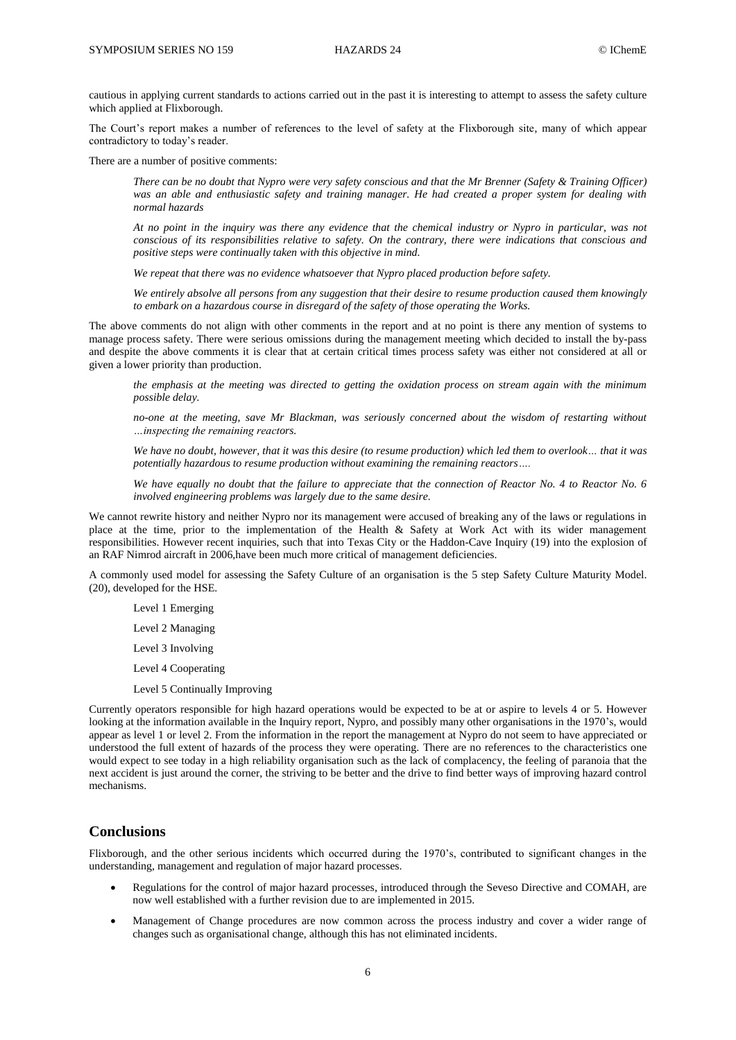cautious in applying current standards to actions carried out in the past it is interesting to attempt to assess the safety culture which applied at Flixborough.

The Court's report makes a number of references to the level of safety at the Flixborough site, many of which appear contradictory to today's reader.

There are a number of positive comments:

> *There can be no doubt that Nypro were very safety conscious and that the Mr Brenner (Safety & Training Officer) was an able and enthusiastic safety and training manager. He had created a proper system for dealing with normal hazards*
>
> *At no point in the inquiry was there any evidence that the chemical industry or Nypro in particular, was not conscious of its responsibilities relative to safety. On the contrary, there were indications that conscious and positive steps were continually taken with this objective in mind.*
>
> *We repeat that there was no evidence whatsoever that Nypro placed production before safety.*
>
> *We entirely absolve all persons from any suggestion that their desire to resume production caused them knowingly to embark on a hazardous course in disregard of the safety of those operating the Works.*

The above comments do not align with other comments in the report and at no point is there any mention of systems to manage process safety. There were serious omissions during the management meeting which decided to install the by-pass and despite the above comments it is clear that at certain critical times process safety was either not considered at all or given a lower priority than production.

> *the emphasis at the meeting was directed to getting the oxidation process on stream again with the minimum possible delay.*
>
> *no-one at the meeting, save Mr Blackman, was seriously concerned about the wisdom of restarting without …inspecting the remaining reactors.*
>
> *We have no doubt, however, that it was this desire (to resume production) which led them to overlook… that it was potentially hazardous to resume production without examining the remaining reactors….*
>
> *We have equally no doubt that the failure to appreciate that the connection of Reactor No. 4 to Reactor No. 6 involved engineering problems was largely due to the same desire.*

We cannot rewrite history and neither Nypro nor its management were accused of breaking any of the laws or regulations in place at the time, prior to the implementation of the Health & Safety at Work Act with its wider management responsibilities. However recent inquiries, such that into Texas City or the Haddon-Cave Inquiry (19) into the explosion of an RAF Nimrod aircraft in 2006,have been much more critical of management deficiencies.

A commonly used model for assessing the Safety Culture of an organisation is the 5 step Safety Culture Maturity Model. (20), developed for the HSE.

Level 1 Emerging

Level 2 Managing

Level 3 Involving

Level 4 Cooperating

Level 5 Continually Improving

Currently operators responsible for high hazard operations would be expected to be at or aspire to levels 4 or 5. However looking at the information available in the Inquiry report, Nypro, and possibly many other organisations in the 1970's, would appear as level 1 or level 2. From the information in the report the management at Nypro do not seem to have appreciated or understood the full extent of hazards of the process they were operating. There are no references to the characteristics one would expect to see today in a high reliability organisation such as the lack of complacency, the feeling of paranoia that the next accident is just around the corner, the striving to be better and the drive to find better ways of improving hazard control mechanisms.

## Conclusions

Flixborough, and the other serious incidents which occurred during the 1970's, contributed to significant changes in the understanding, management and regulation of major hazard processes.

- Regulations for the control of major hazard processes, introduced through the Seveso Directive and COMAH, are now well established with a further revision due to are implemented in 2015.
- Management of Change procedures are now common across the process industry and cover a wider range of changes such as organisational change, although this has not eliminated incidents.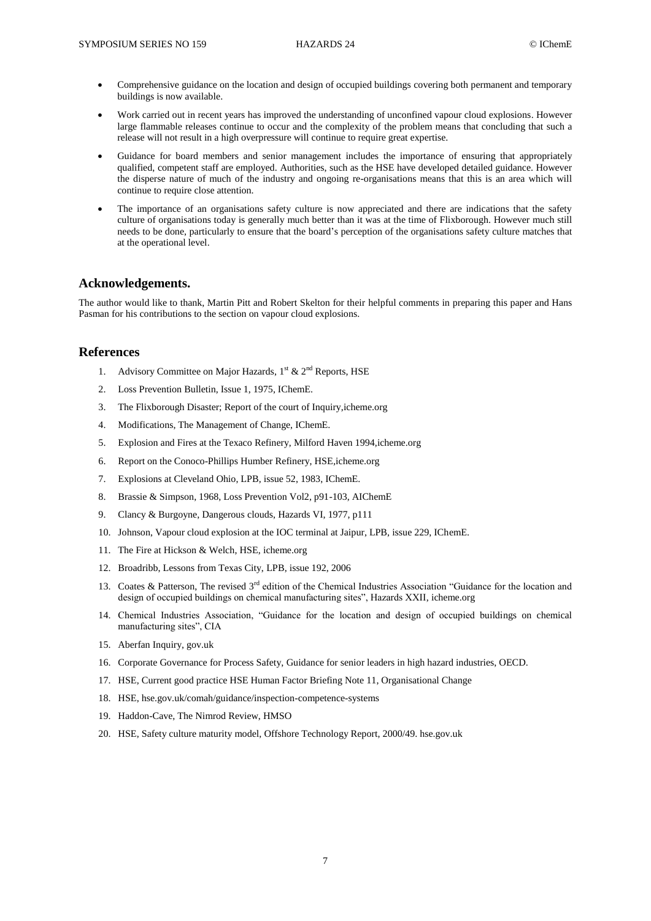- Comprehensive guidance on the location and design of occupied buildings covering both permanent and temporary buildings is now available.
- Work carried out in recent years has improved the understanding of unconfined vapour cloud explosions. However large flammable releases continue to occur and the complexity of the problem means that concluding that such a release will not result in a high overpressure will continue to require great expertise.
- Guidance for board members and senior management includes the importance of ensuring that appropriately qualified, competent staff are employed. Authorities, such as the HSE have developed detailed guidance. However the disperse nature of much of the industry and ongoing re-organisations means that this is an area which will continue to require close attention.
- The importance of an organisations safety culture is now appreciated and there are indications that the safety culture of organisations today is generally much better than it was at the time of Flixborough. However much still needs to be done, particularly to ensure that the board's perception of the organisations safety culture matches that at the operational level.

## Acknowledgements.

The author would like to thank, Martin Pitt and Robert Skelton for their helpful comments in preparing this paper and Hans Pasman for his contributions to the section on vapour cloud explosions.

## References

1. Advisory Committee on Major Hazards, 1st & 2nd Reports, HSE
2. Loss Prevention Bulletin, Issue 1, 1975, IChemE.
3. The Flixborough Disaster; Report of the court of Inquiry,icheme.org
4. Modifications, The Management of Change, IChemE.
5. Explosion and Fires at the Texaco Refinery, Milford Haven 1994,icheme.org
6. Report on the Conoco-Phillips Humber Refinery, HSE,icheme.org
7. Explosions at Cleveland Ohio, LPB, issue 52, 1983, IChemE.
8. Brassie & Simpson, 1968, Loss Prevention Vol2, p91-103, AIChemE
9. Clancy & Burgoyne, Dangerous clouds, Hazards VI, 1977, p111
10. Johnson, Vapour cloud explosion at the IOC terminal at Jaipur, LPB, issue 229, IChemE.
11. The Fire at Hickson & Welch, HSE, icheme.org
12. Broadribb, Lessons from Texas City, LPB, issue 192, 2006
13. Coates & Patterson, The revised 3rd edition of the Chemical Industries Association "Guidance for the location and design of occupied buildings on chemical manufacturing sites", Hazards XXII, icheme.org
14. Chemical Industries Association, "Guidance for the location and design of occupied buildings on chemical manufacturing sites", CIA
15. Aberfan Inquiry, gov.uk
16. Corporate Governance for Process Safety, Guidance for senior leaders in high hazard industries, OECD.
17. HSE, Current good practice HSE Human Factor Briefing Note 11, Organisational Change
18. HSE, hse.gov.uk/comah/guidance/inspection-competence-systems
19. Haddon-Cave, The Nimrod Review, HMSO
20. HSE, Safety culture maturity model, Offshore Technology Report, 2000/49. hse.gov.uk